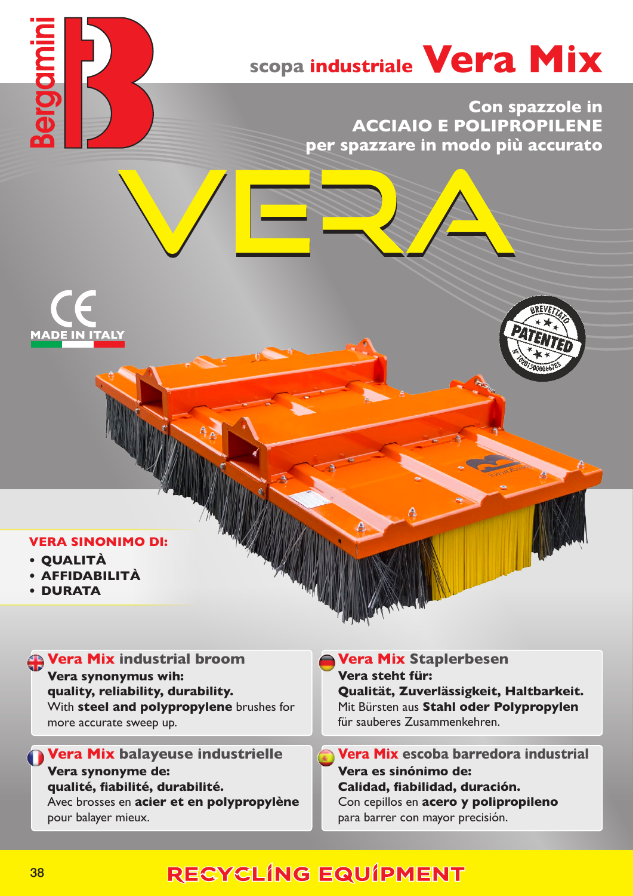# scopa industriale Vera Mix

**Con spazzole in ACCIAIO E POLIPROPILENE per spazzare in modo più accurato**

VERA

MADE IN ITALY

BREVETTATO PATENTED

**VERA SINONIMO DI:**

- **QUALITÀ**
- **AFFIDABILITÀ**
- **DURATA**

### Vera Mix industrial broom

**Vera synonymus wih:**
**quality, reliability, durability.**
With **steel and polypropylene** brushes for more accurate sweep up.

### Vera Mix Staplerbesen

**Vera steht für:**
**Qualität, Zuverlässigkeit, Haltbarkeit.**
Mit Bürsten aus **Stahl oder Polypropylen** für sauberes Zusammenkehren.

### Vera Mix balayeuse industrielle

**Vera synonyme de:**
**qualité, fiabilité, durabilité.**
Avec brosses en **acier et en polypropylène** pour balayer mieux.

### Vera Mix escoba barredora industrial

**Vera es sinónimo de:**
**Calidad, fiabilidad, duración.**
Con cepillos en **acero y polipropileno** para barrer con mayor precisión.

RECYCLING EQUIPMENT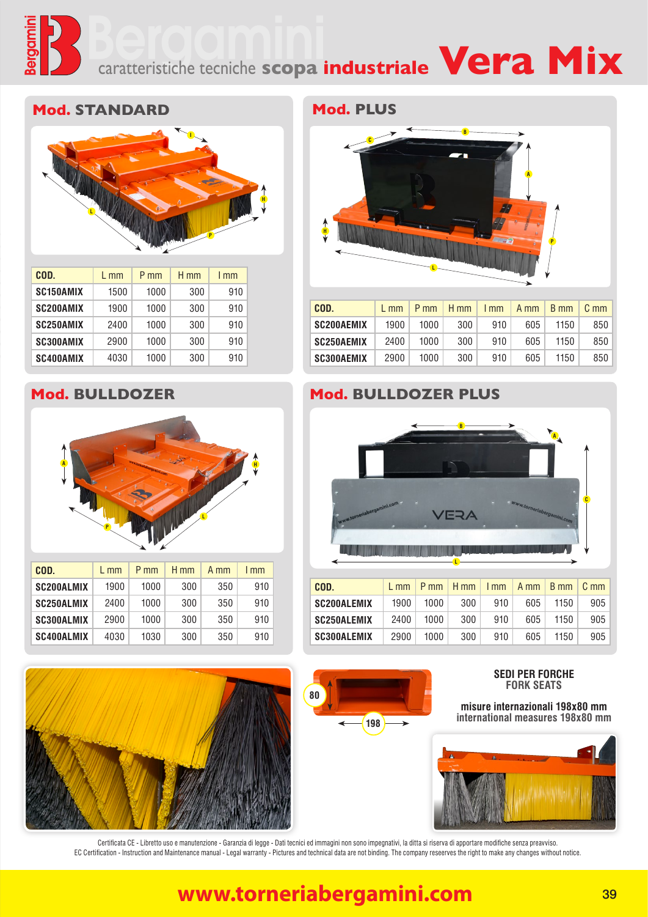# Bergamini caratteristiche tecniche scopa industriale Vera Mix

## Mod. STANDARD

| COD. | L mm | P mm | H mm | I mm |
|---|---|---|---|---|
| SC150AMIX | 1500 | 1000 | 300 | 910 |
| SC200AMIX | 1900 | 1000 | 300 | 910 |
| SC250AMIX | 2400 | 1000 | 300 | 910 |
| SC300AMIX | 2900 | 1000 | 300 | 910 |
| SC400AMIX | 4030 | 1000 | 300 | 910 |

## Mod. PLUS

| COD. | L mm | P mm | H mm | I mm | A mm | B mm | C mm |
|---|---|---|---|---|---|---|---|
| SC200AEMIX | 1900 | 1000 | 300 | 910 | 605 | 1150 | 850 |
| SC250AEMIX | 2400 | 1000 | 300 | 910 | 605 | 1150 | 850 |
| SC300AEMIX | 2900 | 1000 | 300 | 910 | 605 | 1150 | 850 |

## Mod. BULLDOZER

| COD. | L mm | P mm | H mm | A mm | I mm |
|---|---|---|---|---|---|
| SC200ALMIX | 1900 | 1000 | 300 | 350 | 910 |
| SC250ALMIX | 2400 | 1000 | 300 | 350 | 910 |
| SC300ALMIX | 2900 | 1000 | 300 | 350 | 910 |
| SC400ALMIX | 4030 | 1030 | 300 | 350 | 910 |

## Mod. BULLDOZER PLUS

| COD. | L mm | P mm | H mm | I mm | A mm | B mm | C mm |
|---|---|---|---|---|---|---|---|
| SC200ALEMIX | 1900 | 1000 | 300 | 910 | 605 | 1150 | 905 |
| SC250ALEMIX | 2400 | 1000 | 300 | 910 | 605 | 1150 | 905 |
| SC300ALEMIX | 2900 | 1000 | 300 | 910 | 605 | 1150 | 905 |

80

198

**SEDI PER FORCHE**
**FORK SEATS**

**misure internazionali 198x80 mm**
**international measures 198x80 mm**

Certificata CE - Libretto uso e manutenzione - Garanzia di legge - Dati tecnici ed immagini non sono impegnativi, la ditta si riserva di apportare modifiche senza preavviso.
EC Certification - Instruction and Maintenance manual - Legal warranty - Pictures and technical data are not binding. The company reserves the right to make any changes without notice.

**www.torneriabergamini.com**